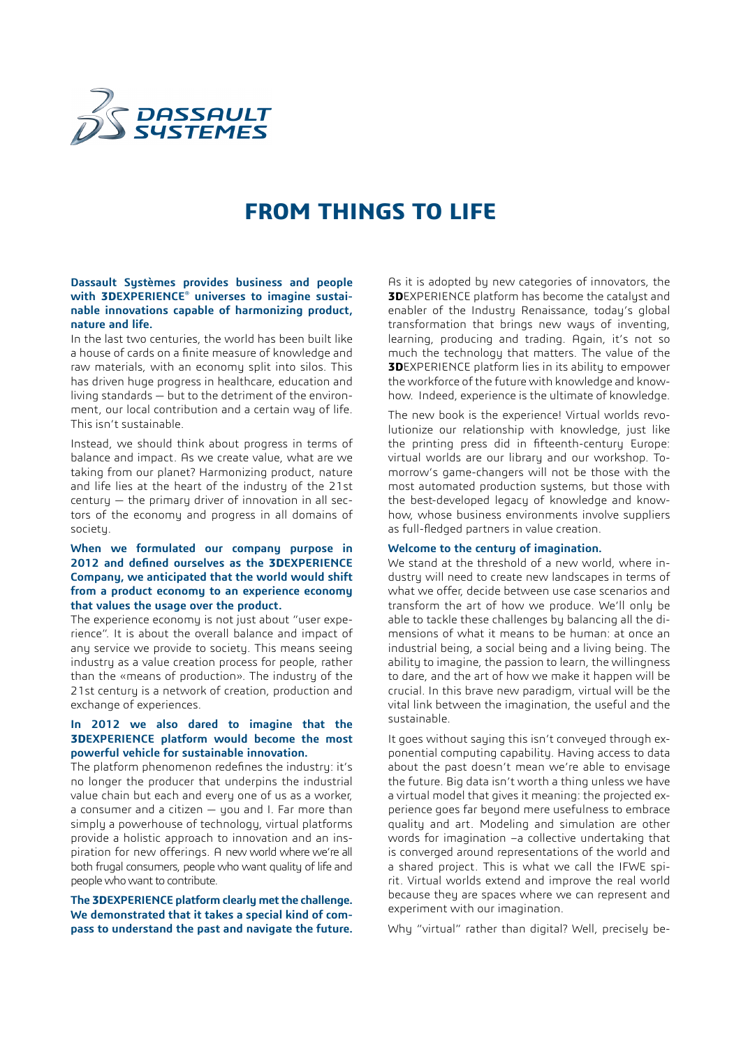DASSAULT SYSTEMES

# FROM THINGS TO LIFE

**Dassault Systèmes provides business and people with 3DEXPERIENCE® universes to imagine sustainable innovations capable of harmonizing product, nature and life.**

In the last two centuries, the world has been built like a house of cards on a finite measure of knowledge and raw materials, with an economy split into silos. This has driven huge progress in healthcare, education and living standards — but to the detriment of the environment, our local contribution and a certain way of life. This isn't sustainable.

Instead, we should think about progress in terms of balance and impact. As we create value, what are we taking from our planet? Harmonizing product, nature and life lies at the heart of the industry of the 21st century — the primary driver of innovation in all sectors of the economy and progress in all domains of society.

**When we formulated our company purpose in 2012 and defined ourselves as the 3DEXPERIENCE Company, we anticipated that the world would shift from a product economy to an experience economy that values the usage over the product.**

The experience economy is not just about "user experience". It is about the overall balance and impact of any service we provide to society. This means seeing industry as a value creation process for people, rather than the «means of production». The industry of the 21st century is a network of creation, production and exchange of experiences.

**In 2012 we also dared to imagine that the 3DEXPERIENCE platform would become the most powerful vehicle for sustainable innovation.**

The platform phenomenon redefines the industry: it's no longer the producer that underpins the industrial value chain but each and every one of us as a worker, a consumer and a citizen — you and I. Far more than simply a powerhouse of technology, virtual platforms provide a holistic approach to innovation and an inspiration for new offerings. A new world where we're all both frugal consumers, people who want quality of life and people who want to contribute.

**The 3DEXPERIENCE platform clearly met the challenge. We demonstrated that it takes a special kind of compass to understand the past and navigate the future.**

As it is adopted by new categories of innovators, the **3D**EXPERIENCE platform has become the catalyst and enabler of the Industry Renaissance, today's global transformation that brings new ways of inventing, learning, producing and trading. Again, it's not so much the technology that matters. The value of the **3D**EXPERIENCE platform lies in its ability to empower the workforce of the future with knowledge and know-how. Indeed, experience is the ultimate of knowledge.

The new book is the experience! Virtual worlds revolutionize our relationship with knowledge, just like the printing press did in fifteenth-century Europe: virtual worlds are our library and our workshop. Tomorrow's game-changers will not be those with the most automated production systems, but those with the best-developed legacy of knowledge and know-how, whose business environments involve suppliers as full-fledged partners in value creation.

**Welcome to the century of imagination.**

We stand at the threshold of a new world, where industry will need to create new landscapes in terms of what we offer, decide between use case scenarios and transform the art of how we produce. We'll only be able to tackle these challenges by balancing all the dimensions of what it means to be human: at once an industrial being, a social being and a living being. The ability to imagine, the passion to learn, the willingness to dare, and the art of how we make it happen will be crucial. In this brave new paradigm, virtual will be the vital link between the imagination, the useful and the sustainable.

It goes without saying this isn't conveyed through exponential computing capability. Having access to data about the past doesn't mean we're able to envisage the future. Big data isn't worth a thing unless we have a virtual model that gives it meaning: the projected experience goes far beyond mere usefulness to embrace quality and art. Modeling and simulation are other words for imagination –a collective undertaking that is converged around representations of the world and a shared project. This is what we call the IFWE spirit. Virtual worlds extend and improve the real world because they are spaces where we can represent and experiment with our imagination.

Why "virtual" rather than digital? Well, precisely be-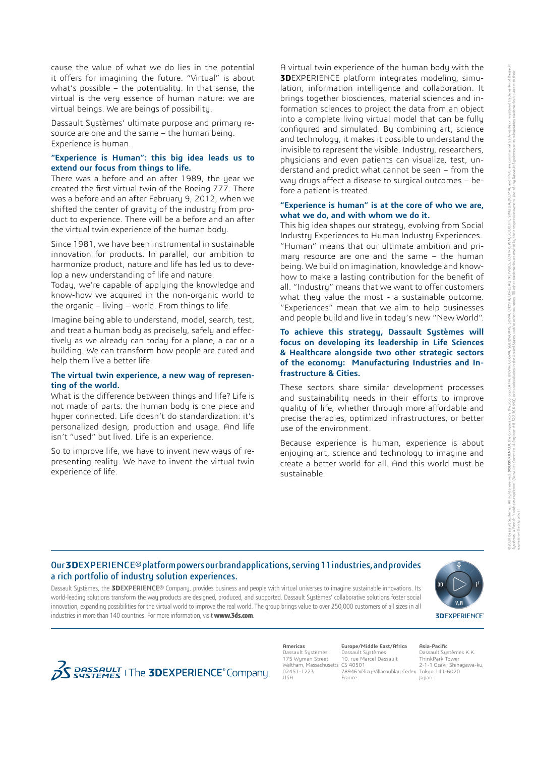cause the value of what we do lies in the potential it offers for imagining the future. "Virtual" is about what's possible – the potentiality. In that sense, the virtual is the very essence of human nature: we are virtual beings. We are beings of possibility.

Dassault Systèmes' ultimate purpose and primary resource are one and the same – the human being. Experience is human.

**"Experience is Human": this big idea leads us to extend our focus from things to life.**

There was a before and an after 1989, the year we created the first virtual twin of the Boeing 777. There was a before and an after February 9, 2012, when we shifted the center of gravity of the industry from product to experience. There will be a before and an after the virtual twin experience of the human body.

Since 1981, we have been instrumental in sustainable innovation for products. In parallel, our ambition to harmonize product, nature and life has led us to develop a new understanding of life and nature.

Today, we're capable of applying the knowledge and know-how we acquired in the non-organic world to the organic – living – world. From things to life.

Imagine being able to understand, model, search, test, and treat a human body as precisely, safely and effectively as we already can today for a plane, a car or a building. We can transform how people are cured and help them live a better life.

**The virtual twin experience, a new way of representing of the world.**

What is the difference between things and life? Life is not made of parts: the human body is one piece and hyper connected. Life doesn't do standardization: it's personalized design, production and usage. And life isn't "used" but lived. Life is an experience.

So to improve life, we have to invent new ways of representing reality. We have to invent the virtual twin experience of life.

A virtual twin experience of the human body with the **3D**EXPERIENCE platform integrates modeling, simulation, information intelligence and collaboration. It brings together biosciences, material sciences and information sciences to project the data from an object into a complete living virtual model that can be fully configured and simulated. By combining art, science and technology, it makes it possible to understand the invisible to represent the visible. Industry, researchers, physicians and even patients can visualize, test, understand and predict what cannot be seen – from the way drugs affect a disease to surgical outcomes – before a patient is treated.

**"Experience is human" is at the core of who we are, what we do, and with whom we do it.**

This big idea shapes our strategy, evolving from Social Industry Experiences to Human Industry Experiences. "Human" means that our ultimate ambition and primary resource are one and the same – the human being. We build on imagination, knowledge and know-how to make a lasting contribution for the benefit of all. "Industry" means that we want to offer customers what they value the most - a sustainable outcome. "Experiences" mean that we aim to help businesses and people build and live in today's new "New World".

**To achieve this strategy, Dassault Systèmes will focus on developing its leadership in Life Sciences & Healthcare alongside two other strategic sectors of the economy: Manufacturing Industries and Infrastructure & Cities.**

These sectors share similar development processes and sustainability needs in their efforts to improve quality of life, whether through more affordable and precise therapies, optimized infrastructures, or better use of the environment.

Because experience is human, experience is about enjoying art, science and technology to imagine and create a better world for all. And this world must be sustainable.

## Our **3D**EXPERIENCE® platform powers our brand applications, serving 11 industries, and provides a rich portfolio of industry solution experiences.

Dassault Systèmes, the **3D**EXPERIENCE® Company, provides business and people with virtual universes to imagine sustainable innovations. Its world-leading solutions transform the way products are designed, produced, and supported. Dassault Systèmes' collaborative solutions foster social innovation, expanding possibilities for the virtual world to improve the real world. The group brings value to over 250,000 customers of all sizes in all industries in more than 140 countries. For more information, visit **www.3ds.com**.

DASSAULT SYSTEMES | The **3D**EXPERIENCE® Company

**Americas**
Dassault Systèmes
175 Wyman Street
Waltham, Massachusetts
02451-1223
USA

**Europe/Middle East/Africa**
Dassault Systèmes
10, rue Marcel Dassault
CS 40501
78946 Vélizy-Villacoublay Cedex
France

**Asia-Pacific**
Dassault Systèmes K.K.
ThinkPark Tower
2-1-1 Osaki, Shinagawa-ku,
Tokyo 141-6020
Japan